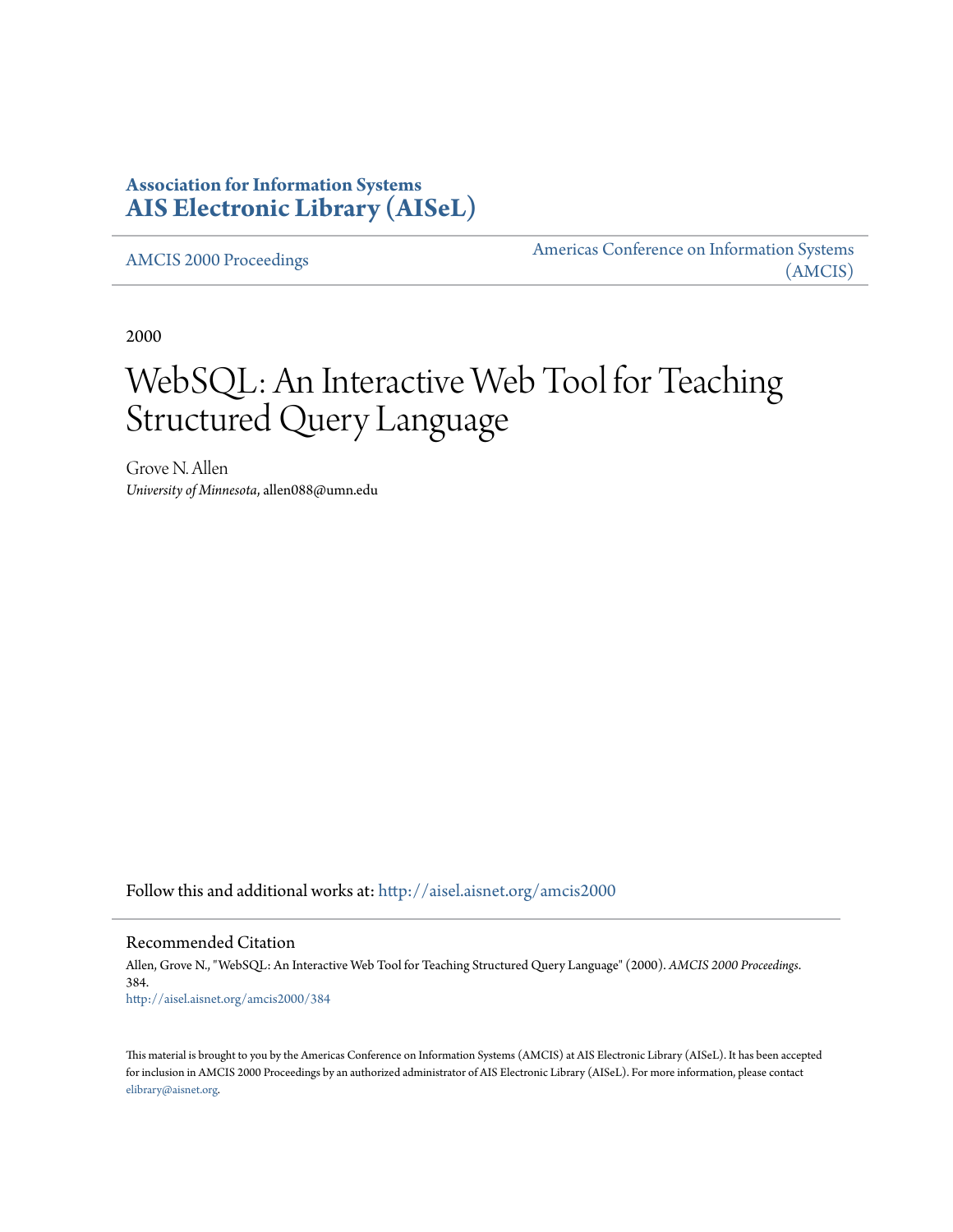**Association for Information Systems**
**AIS Electronic Library (AISeL)**

AMCIS 2000 Proceedings

Americas Conference on Information Systems (AMCIS)

2000

# WebSQL: An Interactive Web Tool for Teaching Structured Query Language

Grove N. Allen
*University of Minnesota*, allen088@umn.edu

Follow this and additional works at: http://aisel.aisnet.org/amcis2000

## Recommended Citation

Allen, Grove N., "WebSQL: An Interactive Web Tool for Teaching Structured Query Language" (2000). *AMCIS 2000 Proceedings*. 384.
http://aisel.aisnet.org/amcis2000/384

This material is brought to you by the Americas Conference on Information Systems (AMCIS) at AIS Electronic Library (AISeL). It has been accepted for inclusion in AMCIS 2000 Proceedings by an authorized administrator of AIS Electronic Library (AISeL). For more information, please contact elibrary@aisnet.org.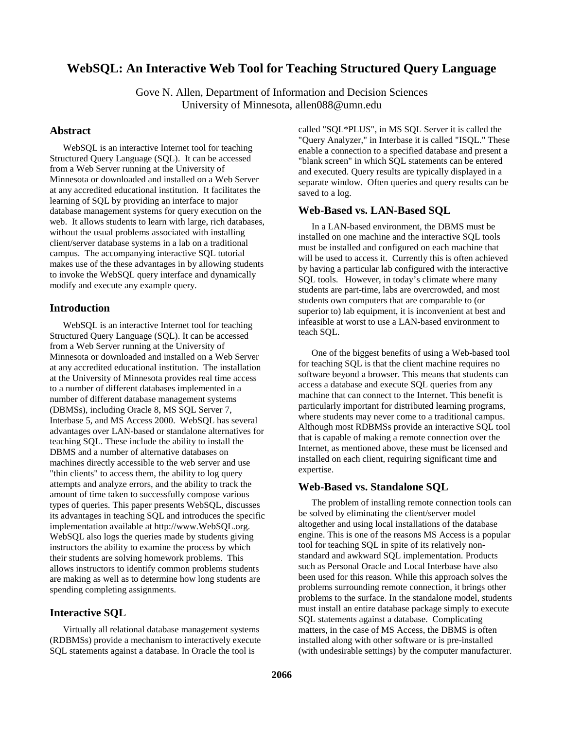# WebSQL: An Interactive Web Tool for Teaching Structured Query Language

Gove N. Allen, Department of Information and Decision Sciences
University of Minnesota, allen088@umn.edu

## Abstract

WebSQL is an interactive Internet tool for teaching Structured Query Language (SQL). It can be accessed from a Web Server running at the University of Minnesota or downloaded and installed on a Web Server at any accredited educational institution. It facilitates the learning of SQL by providing an interface to major database management systems for query execution on the web. It allows students to learn with large, rich databases, without the usual problems associated with installing client/server database systems in a lab on a traditional campus. The accompanying interactive SQL tutorial makes use of the these advantages in by allowing students to invoke the WebSQL query interface and dynamically modify and execute any example query.

## Introduction

WebSQL is an interactive Internet tool for teaching Structured Query Language (SQL). It can be accessed from a Web Server running at the University of Minnesota or downloaded and installed on a Web Server at any accredited educational institution. The installation at the University of Minnesota provides real time access to a number of different databases implemented in a number of different database management systems (DBMSs), including Oracle 8, MS SQL Server 7, Interbase 5, and MS Access 2000. WebSQL has several advantages over LAN-based or standalone alternatives for teaching SQL. These include the ability to install the DBMS and a number of alternative databases on machines directly accessible to the web server and use "thin clients" to access them, the ability to log query attempts and analyze errors, and the ability to track the amount of time taken to successfully compose various types of queries. This paper presents WebSQL, discusses its advantages in teaching SQL and introduces the specific implementation available at http://www.WebSQL.org. WebSQL also logs the queries made by students giving instructors the ability to examine the process by which their students are solving homework problems. This allows instructors to identify common problems students are making as well as to determine how long students are spending completing assignments.

## Interactive SQL

Virtually all relational database management systems (RDBMSs) provide a mechanism to interactively execute SQL statements against a database. In Oracle the tool is called "SQL*PLUS", in MS SQL Server it is called the "Query Analyzer," in Interbase it is called "ISQL." These enable a connection to a specified database and present a "blank screen" in which SQL statements can be entered and executed. Query results are typically displayed in a separate window. Often queries and query results can be saved to a log.

## Web-Based vs. LAN-Based SQL

In a LAN-based environment, the DBMS must be installed on one machine and the interactive SQL tools must be installed and configured on each machine that will be used to access it. Currently this is often achieved by having a particular lab configured with the interactive SQL tools. However, in today's climate where many students are part-time, labs are overcrowded, and most students own computers that are comparable to (or superior to) lab equipment, it is inconvenient at best and infeasible at worst to use a LAN-based environment to teach SQL.

One of the biggest benefits of using a Web-based tool for teaching SQL is that the client machine requires no software beyond a browser. This means that students can access a database and execute SQL queries from any machine that can connect to the Internet. This benefit is particularly important for distributed learning programs, where students may never come to a traditional campus. Although most RDBMSs provide an interactive SQL tool that is capable of making a remote connection over the Internet, as mentioned above, these must be licensed and installed on each client, requiring significant time and expertise.

## Web-Based vs. Standalone SQL

The problem of installing remote connection tools can be solved by eliminating the client/server model altogether and using local installations of the database engine. This is one of the reasons MS Access is a popular tool for teaching SQL in spite of its relatively non-standard and awkward SQL implementation. Products such as Personal Oracle and Local Interbase have also been used for this reason. While this approach solves the problems surrounding remote connection, it brings other problems to the surface. In the standalone model, students must install an entire database package simply to execute SQL statements against a database. Complicating matters, in the case of MS Access, the DBMS is often installed along with other software or is pre-installed (with undesirable settings) by the computer manufacturer.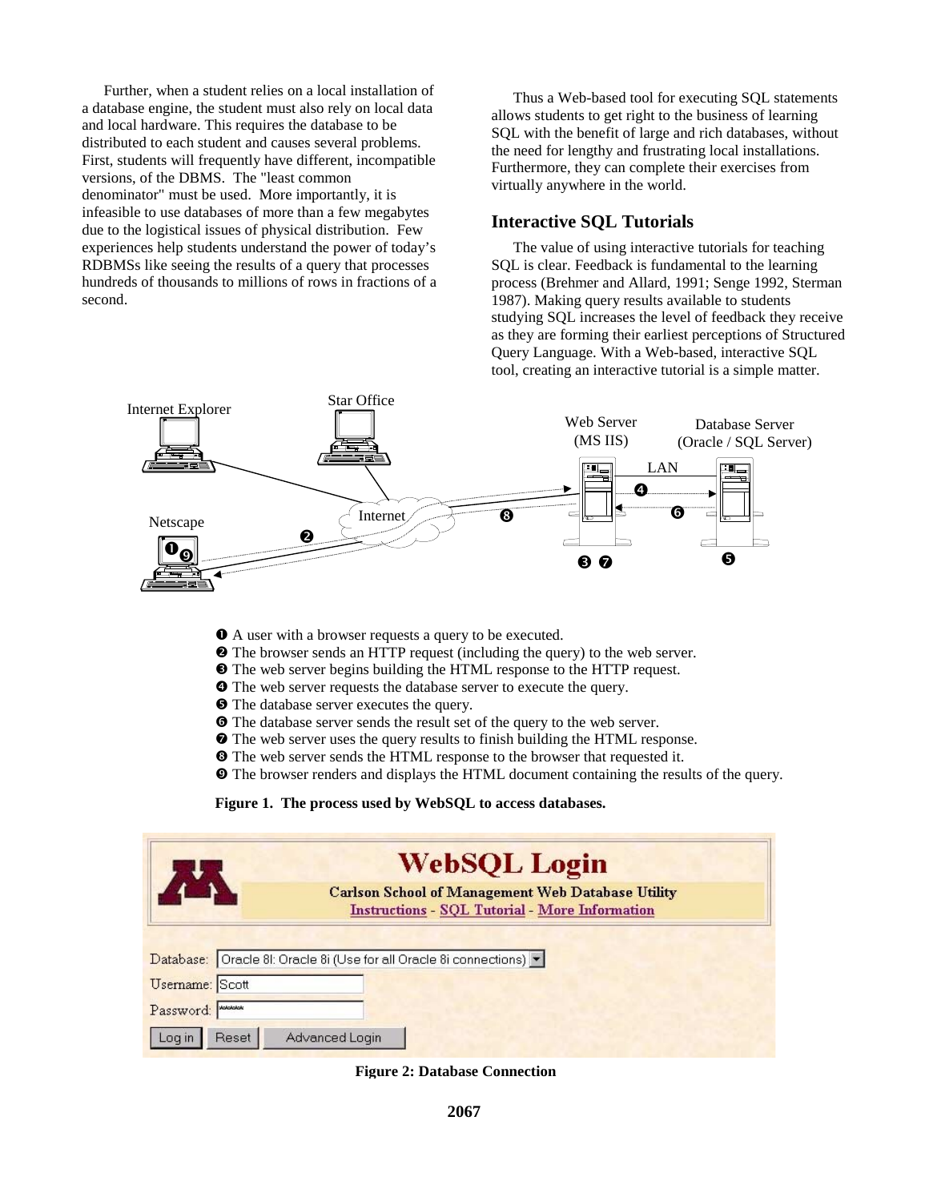Further, when a student relies on a local installation of a database engine, the student must also rely on local data and local hardware. This requires the database to be distributed to each student and causes several problems. First, students will frequently have different, incompatible versions, of the DBMS. The "least common denominator" must be used. More importantly, it is infeasible to use databases of more than a few megabytes due to the logistical issues of physical distribution. Few experiences help students understand the power of today's RDBMSs like seeing the results of a query that processes hundreds of thousands to millions of rows in fractions of a second.

Thus a Web-based tool for executing SQL statements allows students to get right to the business of learning SQL with the benefit of large and rich databases, without the need for lengthy and frustrating local installations. Furthermore, they can complete their exercises from virtually anywhere in the world.

## Interactive SQL Tutorials

The value of using interactive tutorials for teaching SQL is clear. Feedback is fundamental to the learning process (Brehmer and Allard, 1991; Senge 1992, Sterman 1987). Making query results available to students studying SQL increases the level of feedback they receive as they are forming their earliest perceptions of Structured Query Language. With a Web-based, interactive SQL tool, creating an interactive tutorial is a simple matter.

Internet Explorer — Star Office — Netscape — Internet — Web Server (MS IIS) — LAN — Database Server (Oracle / SQL Server)

❶ A user with a browser requests a query to be executed.
❷ The browser sends an HTTP request (including the query) to the web server.
❸ The web server begins building the HTML response to the HTTP request.
❹ The web server requests the database server to execute the query.
❺ The database server executes the query.
❻ The database server sends the result set of the query to the web server.
❼ The web server uses the query results to finish building the HTML response.
❽ The web server sends the HTML response to the browser that requested it.
❾ The browser renders and displays the HTML document containing the results of the query.

**Figure 1. The process used by WebSQL to access databases.**

**WebSQL Login**

**Carlson School of Management Web Database Utility**
Instructions - SQL Tutorial - More Information

Database: Oracle 8I: Oracle 8i (Use for all Oracle 8i connections)
Username: Scott
Password: *****
Log in | Reset | Advanced Login

**Figure 2: Database Connection**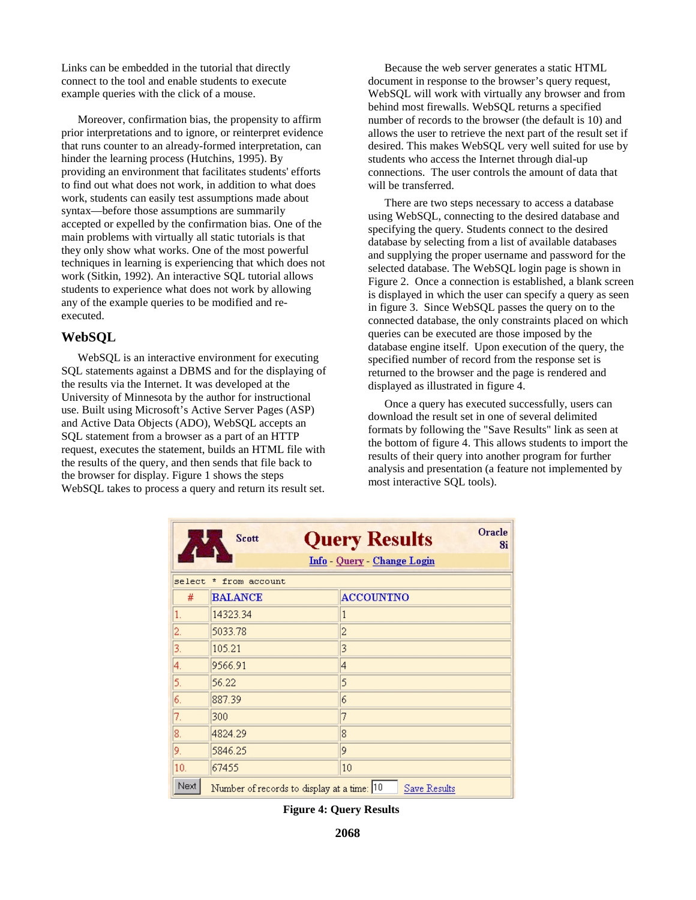Links can be embedded in the tutorial that directly connect to the tool and enable students to execute example queries with the click of a mouse.

Moreover, confirmation bias, the propensity to affirm prior interpretations and to ignore, or reinterpret evidence that runs counter to an already-formed interpretation, can hinder the learning process (Hutchins, 1995). By providing an environment that facilitates students' efforts to find out what does not work, in addition to what does work, students can easily test assumptions made about syntax—before those assumptions are summarily accepted or expelled by the confirmation bias. One of the main problems with virtually all static tutorials is that they only show what works. One of the most powerful techniques in learning is experiencing that which does not work (Sitkin, 1992). An interactive SQL tutorial allows students to experience what does not work by allowing any of the example queries to be modified and re-executed.

## WebSQL

WebSQL is an interactive environment for executing SQL statements against a DBMS and for the displaying of the results via the Internet. It was developed at the University of Minnesota by the author for instructional use. Built using Microsoft's Active Server Pages (ASP) and Active Data Objects (ADO), WebSQL accepts an SQL statement from a browser as a part of an HTTP request, executes the statement, builds an HTML file with the results of the query, and then sends that file back to the browser for display. Figure 1 shows the steps WebSQL takes to process a query and return its result set.

Because the web server generates a static HTML document in response to the browser's query request, WebSQL will work with virtually any browser and from behind most firewalls. WebSQL returns a specified number of records to the browser (the default is 10) and allows the user to retrieve the next part of the result set if desired. This makes WebSQL very well suited for use by students who access the Internet through dial-up connections. The user controls the amount of data that will be transferred.

There are two steps necessary to access a database using WebSQL, connecting to the desired database and specifying the query. Students connect to the desired database by selecting from a list of available databases and supplying the proper username and password for the selected database. The WebSQL login page is shown in Figure 2. Once a connection is established, a blank screen is displayed in which the user can specify a query as seen in figure 3. Since WebSQL passes the query on to the connected database, the only constraints placed on which queries can be executed are those imposed by the database engine itself. Upon execution of the query, the specified number of record from the response set is returned to the browser and the page is rendered and displayed as illustrated in figure 4.

Once a query has executed successfully, users can download the result set in one of several delimited formats by following the "Save Results" link as seen at the bottom of figure 4. This allows students to import the results of their query into another program for further analysis and presentation (a feature not implemented by most interactive SQL tools).

Scott — **Query Results** — Oracle 8i

Info - Query - Change Login

select * from account

| # | BALANCE | ACCOUNTNO |
|---|---|---|
| 1. | 14323.34 | 1 |
| 2. | 5033.78 | 2 |
| 3. | 105.21 | 3 |
| 4. | 9566.91 | 4 |
| 5. | 56.22 | 5 |
| 6. | 887.39 | 6 |
| 7. | 300 | 7 |
| 8. | 4824.29 | 8 |
| 9. | 5846.25 | 9 |
| 10. | 67455 | 10 |

Next — Number of records to display at a time: 10 — Save Results

**Figure 4: Query Results**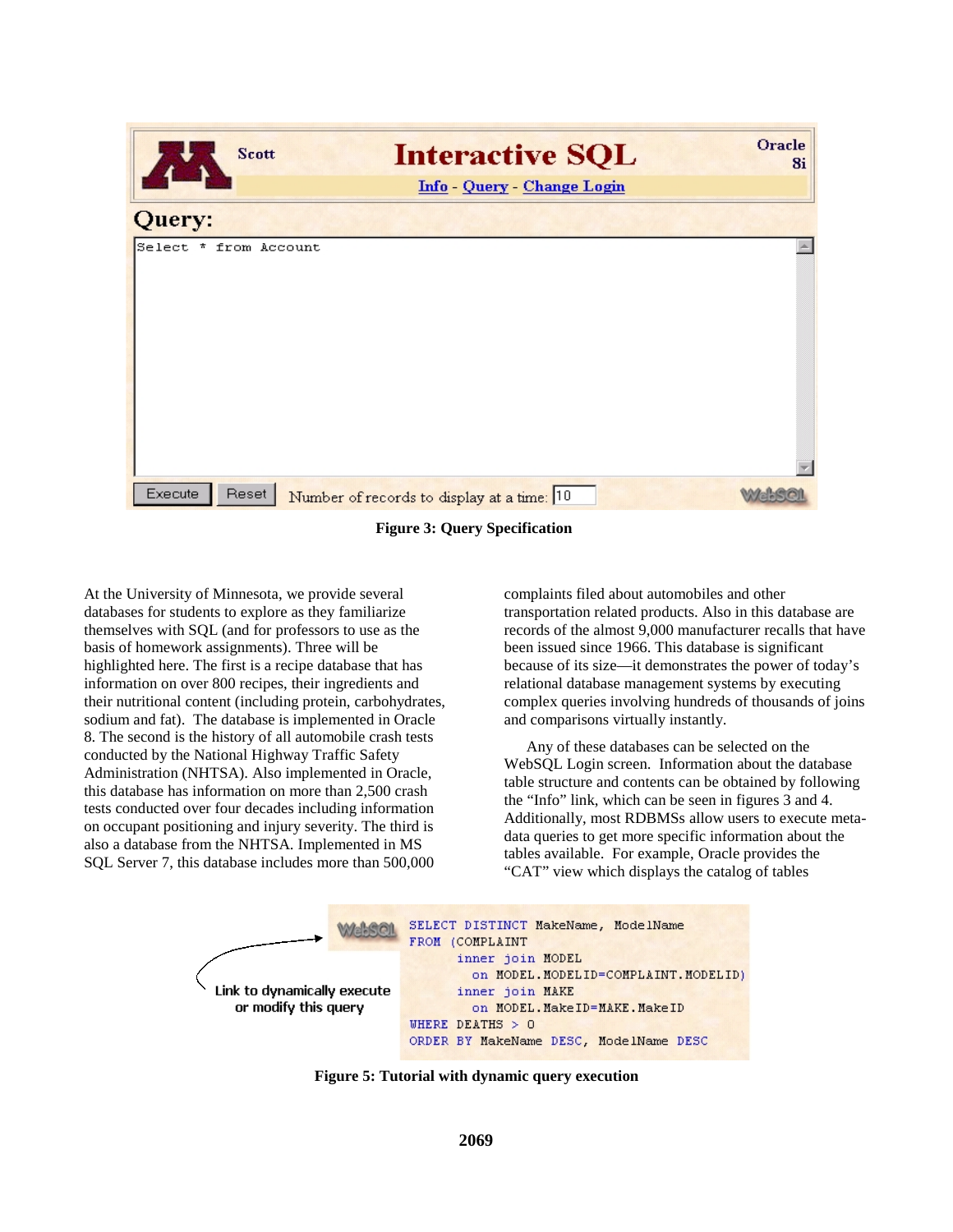Figure 3: Query Specification

At the University of Minnesota, we provide several databases for students to explore as they familiarize themselves with SQL (and for professors to use as the basis of homework assignments). Three will be highlighted here. The first is a recipe database that has information on over 800 recipes, their ingredients and their nutritional content (including protein, carbohydrates, sodium and fat). The database is implemented in Oracle 8. The second is the history of all automobile crash tests conducted by the National Highway Traffic Safety Administration (NHTSA). Also implemented in Oracle, this database has information on more than 2,500 crash tests conducted over four decades including information on occupant positioning and injury severity. The third is also a database from the NHTSA. Implemented in MS SQL Server 7, this database includes more than 500,000 complaints filed about automobiles and other transportation related products. Also in this database are records of the almost 9,000 manufacturer recalls that have been issued since 1966. This database is significant because of its size—it demonstrates the power of today's relational database management systems by executing complex queries involving hundreds of thousands of joins and comparisons virtually instantly.

Any of these databases can be selected on the WebSQL Login screen. Information about the database table structure and contents can be obtained by following the "Info" link, which can be seen in figures 3 and 4. Additionally, most RDBMSs allow users to execute meta-data queries to get more specific information about the tables available. For example, Oracle provides the "CAT" view which displays the catalog of tables

Figure 5: Tutorial with dynamic query execution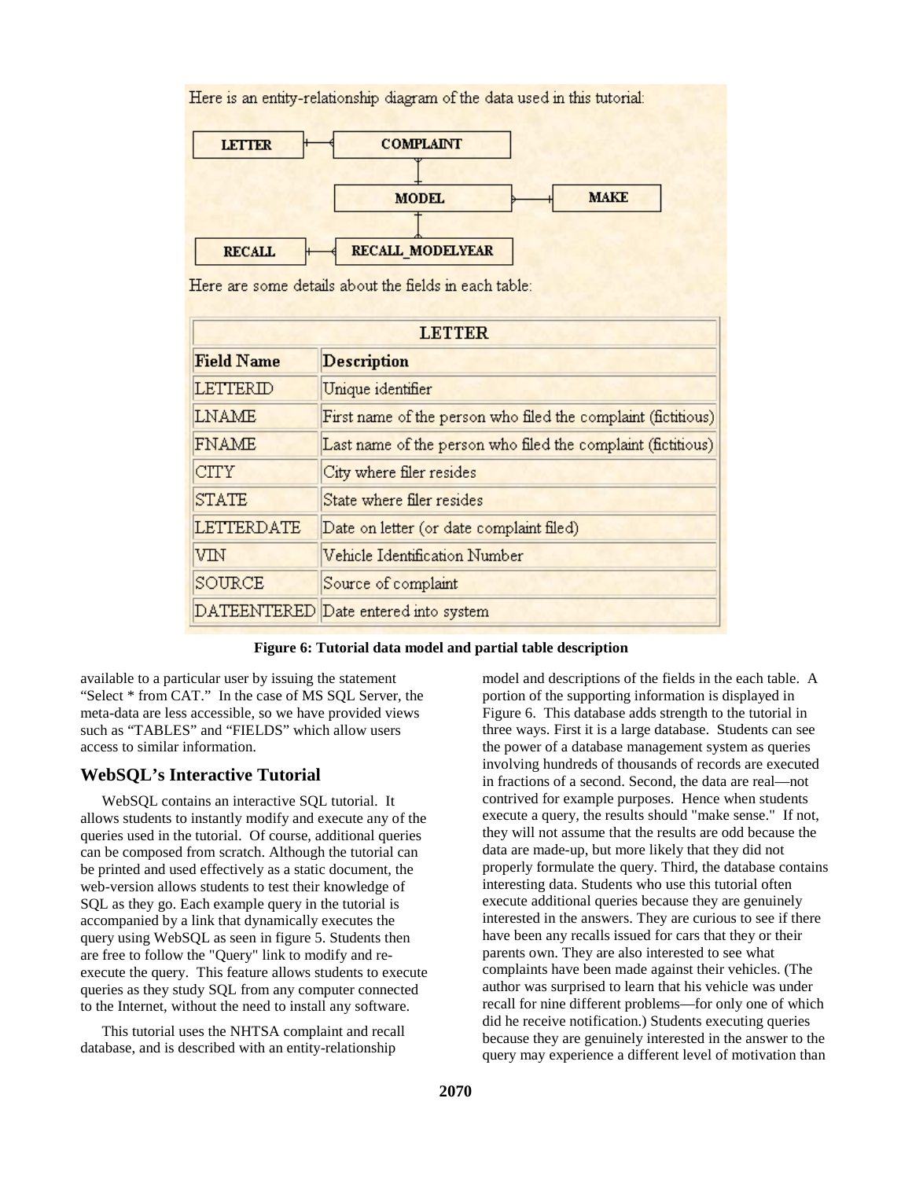Here is an entity-relationship diagram of the data used in this tutorial:

Here are some details about the fields in each table:

| LETTER | |
|---|---|
| **Field Name** | **Description** |
| LETTERID | Unique identifier |
| LNAME | First name of the person who filed the complaint (fictitious) |
| FNAME | Last name of the person who filed the complaint (fictitious) |
| CITY | City where filer resides |
| STATE | State where filer resides |
| LETTERDATE | Date on letter (or date complaint filed) |
| VIN | Vehicle Identification Number |
| SOURCE | Source of complaint |
| DATEENTERED | Date entered into system |

**Figure 6: Tutorial data model and partial table description**

available to a particular user by issuing the statement "Select * from CAT." In the case of MS SQL Server, the meta-data are less accessible, so we have provided views such as "TABLES" and "FIELDS" which allow users access to similar information.

## WebSQL's Interactive Tutorial

WebSQL contains an interactive SQL tutorial. It allows students to instantly modify and execute any of the queries used in the tutorial. Of course, additional queries can be composed from scratch. Although the tutorial can be printed and used effectively as a static document, the web-version allows students to test their knowledge of SQL as they go. Each example query in the tutorial is accompanied by a link that dynamically executes the query using WebSQL as seen in figure 5. Students then are free to follow the "Query" link to modify and re-execute the query. This feature allows students to execute queries as they study SQL from any computer connected to the Internet, without the need to install any software.

This tutorial uses the NHTSA complaint and recall database, and is described with an entity-relationship model and descriptions of the fields in the each table. A portion of the supporting information is displayed in Figure 6. This database adds strength to the tutorial in three ways. First it is a large database. Students can see the power of a database management system as queries involving hundreds of thousands of records are executed in fractions of a second. Second, the data are real—not contrived for example purposes. Hence when students execute a query, the results should "make sense." If not, they will not assume that the results are odd because the data are made-up, but more likely that they did not properly formulate the query. Third, the database contains interesting data. Students who use this tutorial often execute additional queries because they are genuinely interested in the answers. They are curious to see if there have been any recalls issued for cars that they or their parents own. They are also interested to see what complaints have been made against their vehicles. (The author was surprised to learn that his vehicle was under recall for nine different problems—for only one of which did he receive notification.) Students executing queries because they are genuinely interested in the answer to the query may experience a different level of motivation than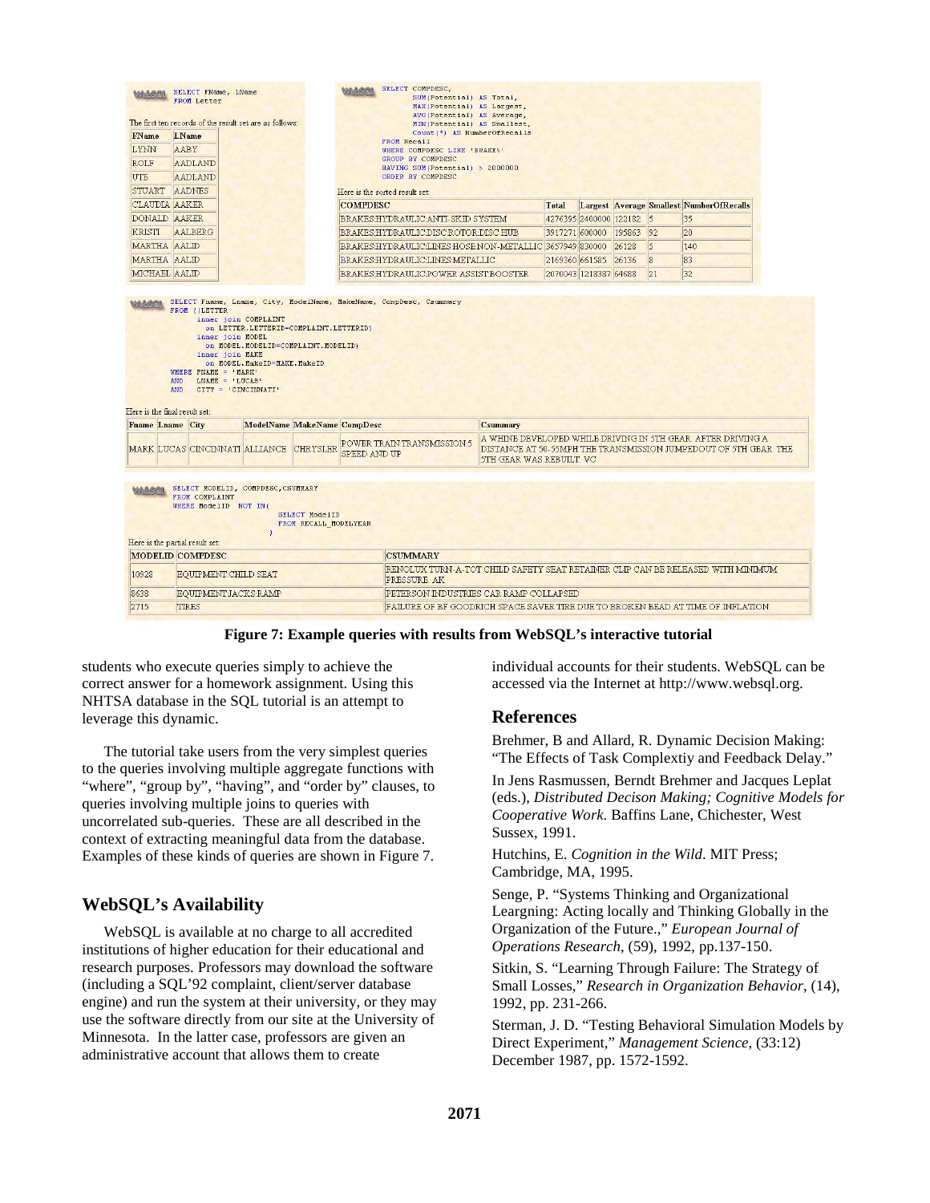```
SELECT FName, LName
FROM Letter
```

The first ten records of the result set are as follows:

| FName | LName |
|---|---|
| LYNN | AABY |
| ROLF | AADLAND |
| UTE | AADLAND |
| STUART | AADNES |
| CLAUDIA | AAKER |
| DONALD | AAKER |
| KRISTI | AALBERG |
| MARTHA | AALID |
| MARTHA | AALID |
| MICHAEL | AALID |

```
SELECT COMPDESC,
       SUM(Potential) AS Total,
       MAX(Potential) AS Largest,
       AVG(Potential) AS Average,
       MIN(Potential) AS Smallest,
       Count(*) AS NumberOfRecalls
FROM Recall
WHERE COMPDESC LIKE 'BRAKE%'
GROUP BY COMPDESC
HAVING SUM(Potential) > 2000000
ORDER BY COMPDESC
```

Here is the sorted result set:

| COMPDESC | Total | Largest | Average | Smallest | NumberOfRecalls |
|---|---|---|---|---|---|
| BRAKES:HYDRAULIC:ANTI-SKID SYSTEM | 4276395 | 2400000 | 122182 | 5 | 35 |
| BRAKES:HYDRAULIC:DISC:ROTOR:DISC HUB | 3917271 | 600000 | 195863 | 92 | 20 |
| BRAKES:HYDRAULIC:LINES:HOSE:NON-METALLIC | 3657949 | 830000 | 26128 | 5 | 140 |
| BRAKES:HYDRAULIC:LINES:METALLIC | 2169360 | 661585 | 26136 | 8 | 83 |
| BRAKES:HYDRAULIC:POWER ASSIST:BOOSTER | 2070043 | 1218387 | 64688 | 21 | 32 |

```
SELECT Fname, Lname, City, ModelName, MakeName, CompDesc, Csummary
FROM ((LETTER
      inner join COMPLAINT
        on LETTER.LETTERID=COMPLAINT.LETTERID)
      inner join MODEL
        on MODEL.MODELID=COMPLAINT.MODELID)
      inner join MAKE
        on MODEL.MakeID=MAKE.MakeID
WHERE FNAME = 'MARK'
AND   LNAME = 'LUCAS'
AND   CITY = 'CINCINNATI'
```

Here is the final result set:

| Fname | Lname | City | ModelName | MakeName | CompDesc | Csummary |
|---|---|---|---|---|---|---|
| MARK | LUCAS | CINCINNATI | ALLIANCE | CHRYSLER | POWER TRAIN:TRANSMISSION:5 SPEED AND UP | A WHINE DEVELOPED WHILE DRIVING IN 5TH GEAR. AFTER DRIVING A DISTANCE AT 50-55MPH THE TRANSMISSION JUMPEDOUT OF 5TH GEAR. THE 5TH GEAR WAS REBUILT. VC |

```
SELECT MODELID, COMPDESC,CSUMMARY
FROM COMPLAINT
WHERE ModelID  NOT IN(
            SELECT ModelID
            FROM RECALL_MODELYEAR
      )
```

Here is the partial result set:

| MODELID | COMPDESC | CSUMMARY |
|---|---|---|
| 10928 | EQUIPMENT:CHILD SEAT | RENOLUX TURN-A-TOT CHILD SAFETY SEAT RETAINER CLIP CAN BE RELEASED WITH MINIMUM PRESSURE. AK |
| 8638 | EQUIPMENT:JACKS:RAMP | PETERSON INDUSTRIES CAR RAMP COLLAPSED |
| 2715 | TIRES | FAILURE OF BF GOODRICH SPACE SAVER TIRE DUE TO BROKEN BEAD AT TIME OF INFLATION |

**Figure 7: Example queries with results from WebSQL's interactive tutorial**

students who execute queries simply to achieve the correct answer for a homework assignment. Using this NHTSA database in the SQL tutorial is an attempt to leverage this dynamic.

The tutorial take users from the very simplest queries to the queries involving multiple aggregate functions with "where", "group by", "having", and "order by" clauses, to queries involving multiple joins to queries with uncorrelated sub-queries. These are all described in the context of extracting meaningful data from the database. Examples of these kinds of queries are shown in Figure 7.

## WebSQL's Availability

WebSQL is available at no charge to all accredited institutions of higher education for their educational and research purposes. Professors may download the software (including a SQL'92 complaint, client/server database engine) and run the system at their university, or they may use the software directly from our site at the University of Minnesota. In the latter case, professors are given an administrative account that allows them to create individual accounts for their students. WebSQL can be accessed via the Internet at http://www.websql.org.

## References

Brehmer, B and Allard, R. Dynamic Decision Making: "The Effects of Task Complextiy and Feedback Delay."

In Jens Rasmussen, Berndt Brehmer and Jacques Leplat (eds.), *Distributed Decison Making; Cognitive Models for Cooperative Work*. Baffins Lane, Chichester, West Sussex, 1991.

Hutchins, E. *Cognition in the Wild*. MIT Press; Cambridge, MA, 1995.

Senge, P. "Systems Thinking and Organizational Leargning: Acting locally and Thinking Globally in the Organization of the Future.," *European Journal of Operations Research*, (59), 1992, pp.137-150.

Sitkin, S. "Learning Through Failure: The Strategy of Small Losses," *Research in Organization Behavior*, (14), 1992, pp. 231-266.

Sterman, J. D. "Testing Behavioral Simulation Models by Direct Experiment," *Management Science*, (33:12) December 1987, pp. 1572-1592.